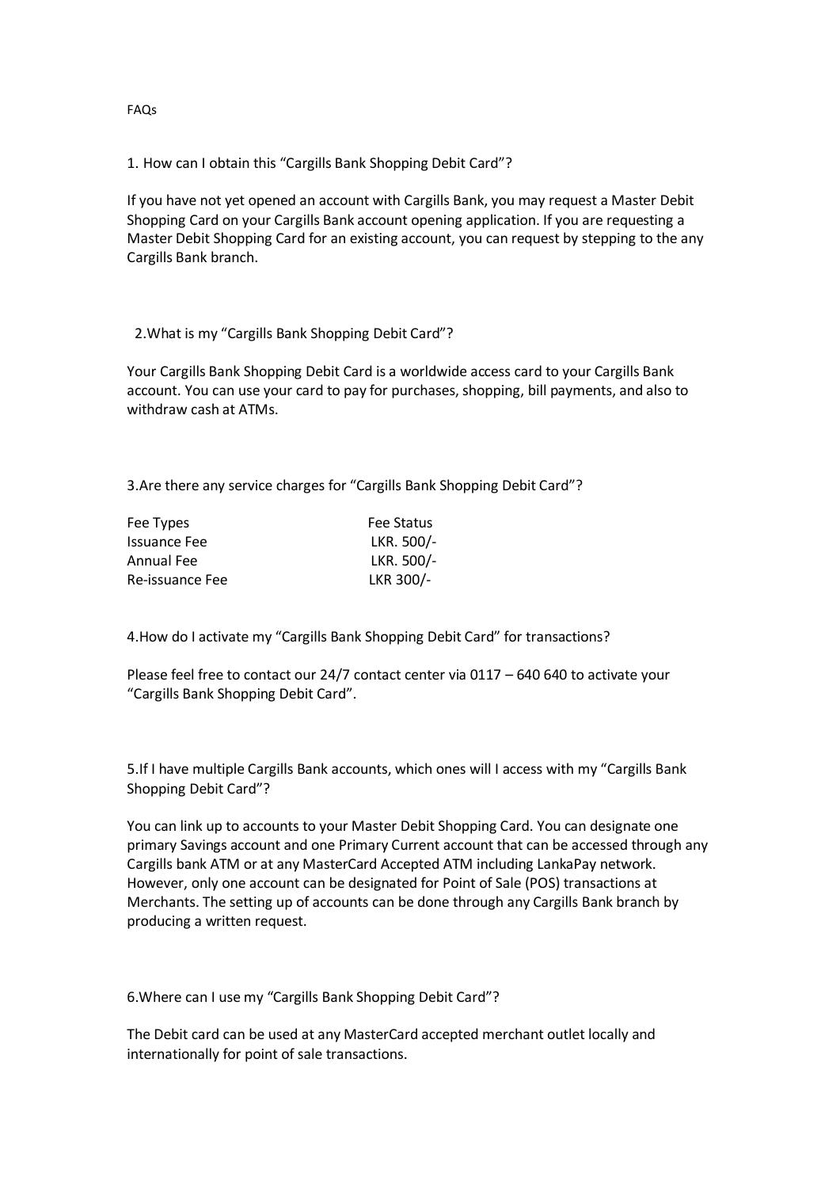FAQs

1. How can I obtain this "Cargills Bank Shopping Debit Card"?

If you have not yet opened an account with Cargills Bank, you may request a Master Debit Shopping Card on your Cargills Bank account opening application. If you are requesting a Master Debit Shopping Card for an existing account, you can request by stepping to the any Cargills Bank branch.

2.What is my "Cargills Bank Shopping Debit Card"?

Your Cargills Bank Shopping Debit Card is a worldwide access card to your Cargills Bank account. You can use your card to pay for purchases, shopping, bill payments, and also to withdraw cash at ATMs.

3.Are there any service charges for "Cargills Bank Shopping Debit Card"?

| Fee Types | Fee Status |
|---|---|
| Issuance Fee | LKR. 500/- |
| Annual Fee | LKR. 500/- |
| Re-issuance Fee | LKR 300/- |

4.How do I activate my "Cargills Bank Shopping Debit Card" for transactions?

Please feel free to contact our 24/7 contact center via 0117 – 640 640 to activate your "Cargills Bank Shopping Debit Card".

5.If I have multiple Cargills Bank accounts, which ones will I access with my "Cargills Bank Shopping Debit Card"?

You can link up to accounts to your Master Debit Shopping Card. You can designate one primary Savings account and one Primary Current account that can be accessed through any Cargills bank ATM or at any MasterCard Accepted ATM including LankaPay network. However, only one account can be designated for Point of Sale (POS) transactions at Merchants. The setting up of accounts can be done through any Cargills Bank branch by producing a written request.

6.Where can I use my "Cargills Bank Shopping Debit Card"?

The Debit card can be used at any MasterCard accepted merchant outlet locally and internationally for point of sale transactions.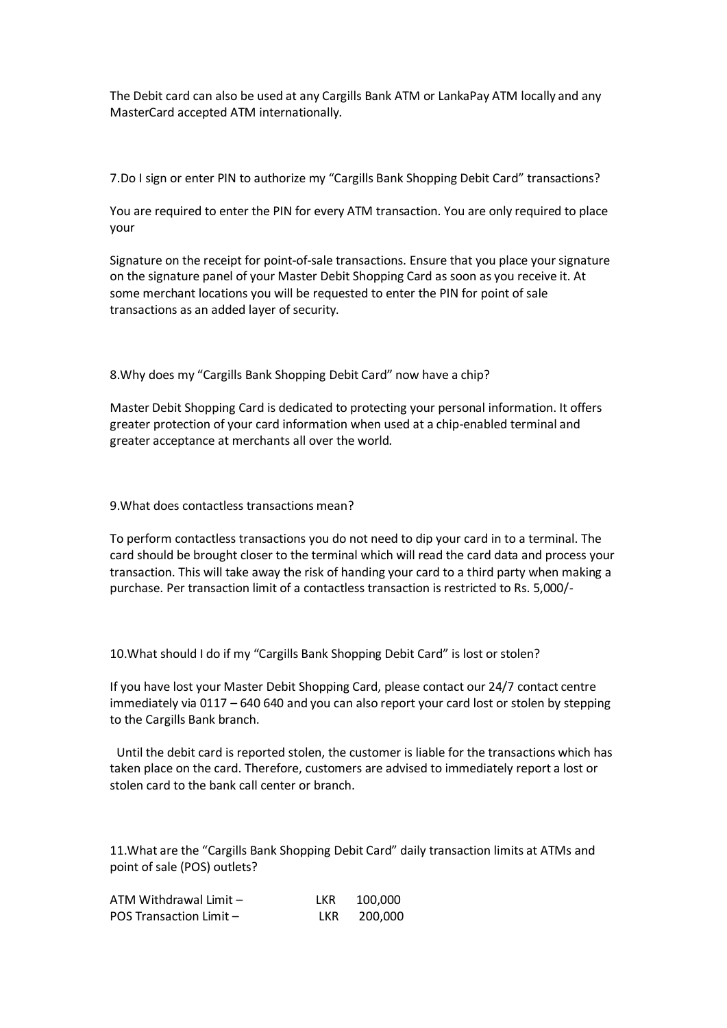The Debit card can also be used at any Cargills Bank ATM or LankaPay ATM locally and any MasterCard accepted ATM internationally.

7.Do I sign or enter PIN to authorize my "Cargills Bank Shopping Debit Card" transactions?

You are required to enter the PIN for every ATM transaction. You are only required to place your

Signature on the receipt for point-of-sale transactions. Ensure that you place your signature on the signature panel of your Master Debit Shopping Card as soon as you receive it. At some merchant locations you will be requested to enter the PIN for point of sale transactions as an added layer of security.

8.Why does my "Cargills Bank Shopping Debit Card" now have a chip?

Master Debit Shopping Card is dedicated to protecting your personal information. It offers greater protection of your card information when used at a chip-enabled terminal and greater acceptance at merchants all over the world.

9.What does contactless transactions mean?

To perform contactless transactions you do not need to dip your card in to a terminal. The card should be brought closer to the terminal which will read the card data and process your transaction. This will take away the risk of handing your card to a third party when making a purchase. Per transaction limit of a contactless transaction is restricted to Rs. 5,000/-

10.What should I do if my "Cargills Bank Shopping Debit Card" is lost or stolen?

If you have lost your Master Debit Shopping Card, please contact our 24/7 contact centre immediately via 0117 – 640 640 and you can also report your card lost or stolen by stepping to the Cargills Bank branch.

Until the debit card is reported stolen, the customer is liable for the transactions which has taken place on the card. Therefore, customers are advised to immediately report a lost or stolen card to the bank call center or branch.

11.What are the "Cargills Bank Shopping Debit Card" daily transaction limits at ATMs and point of sale (POS) outlets?

| | | |
|---|---|---|
| ATM Withdrawal Limit – | LKR | 100,000 |
| POS Transaction Limit – | LKR | 200,000 |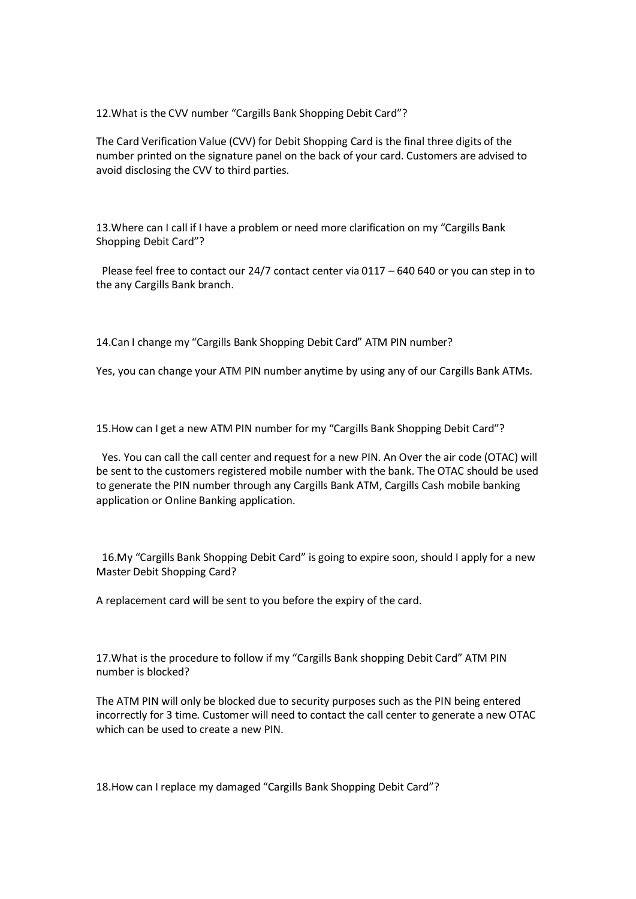12.What is the CVV number “Cargills Bank Shopping Debit Card”?

The Card Verification Value (CVV) for Debit Shopping Card is the final three digits of the number printed on the signature panel on the back of your card. Customers are advised to avoid disclosing the CVV to third parties.

13.Where can I call if I have a problem or need more clarification on my “Cargills Bank Shopping Debit Card”?

Please feel free to contact our 24/7 contact center via 0117 – 640 640 or you can step in to the any Cargills Bank branch.

14.Can I change my “Cargills Bank Shopping Debit Card” ATM PIN number?

Yes, you can change your ATM PIN number anytime by using any of our Cargills Bank ATMs.

15.How can I get a new ATM PIN number for my “Cargills Bank Shopping Debit Card”?

Yes. You can call the call center and request for a new PIN. An Over the air code (OTAC) will be sent to the customers registered mobile number with the bank. The OTAC should be used to generate the PIN number through any Cargills Bank ATM, Cargills Cash mobile banking application or Online Banking application.

16.My “Cargills Bank Shopping Debit Card” is going to expire soon, should I apply for a new Master Debit Shopping Card?

A replacement card will be sent to you before the expiry of the card.

17.What is the procedure to follow if my “Cargills Bank shopping Debit Card” ATM PIN number is blocked?

The ATM PIN will only be blocked due to security purposes such as the PIN being entered incorrectly for 3 time. Customer will need to contact the call center to generate a new OTAC which can be used to create a new PIN.

18.How can I replace my damaged “Cargills Bank Shopping Debit Card”?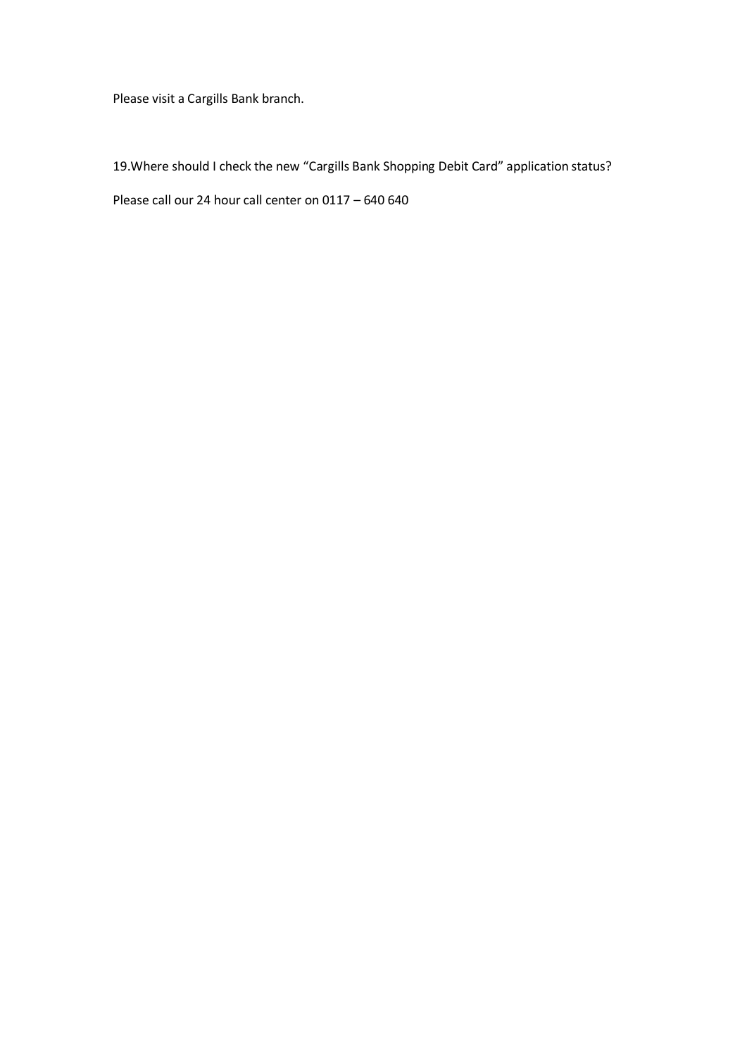Please visit a Cargills Bank branch.

19.Where should I check the new “Cargills Bank Shopping Debit Card” application status?

Please call our 24 hour call center on 0117 – 640 640